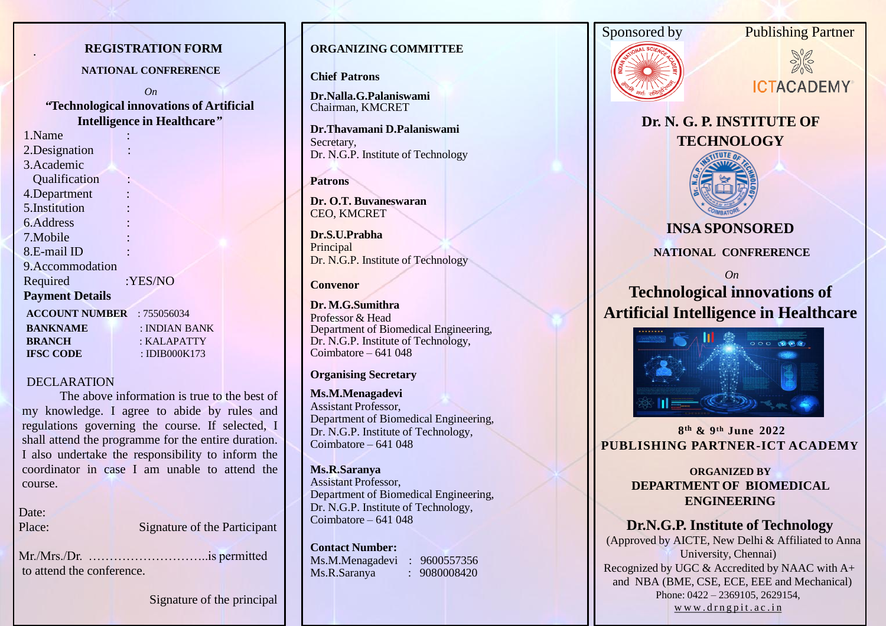# REGISTRATION FORM

## NATIONAL CONFRERENCE

*On*

**"Technological innovations of Artificial Intelligence in Healthcare"**

1.Name :
2.Designation :
3.Academic Qualification :
4.Department :
5.Institution :
6.Address :
7.Mobile :
8.E-mail ID :
9.Accommodation Required :YES/NO

**Payment Details**

| | |
|---|---|
| **ACCOUNT NUMBER** | : 755056034 |
| **BANKNAME** | : INDIAN BANK |
| **BRANCH** | : KALAPATTY |
| **IFSC CODE** | : IDIB000K173 |

DECLARATION

The above information is true to the best of my knowledge. I agree to abide by rules and regulations governing the course. If selected, I shall attend the programme for the entire duration. I also undertake the responsibility to inform the coordinator in case I am unable to attend the course.

Date:
Place: Signature of the Participant

Mr./Mrs./Dr. ………………………..is permitted to attend the conference.

Signature of the principal

## ORGANIZING COMMITTEE

**Chief Patrons**

**Dr.Nalla.G.Palaniswami**
Chairman, KMCRET

**Dr.Thavamani D.Palaniswami**
Secretary,
Dr. N.G.P. Institute of Technology

**Patrons**

**Dr. O.T. Buvaneswaran**
CEO, KMCRET

**Dr.S.U.Prabha**
Principal
Dr. N.G.P. Institute of Technology

**Convenor**

**Dr. M.G.Sumithra**
Professor & Head
Department of Biomedical Engineering,
Dr. N.G.P. Institute of Technology,
Coimbatore – 641 048

**Organising Secretary**

**Ms.M.Menagadevi**
Assistant Professor,
Department of Biomedical Engineering,
Dr. N.G.P. Institute of Technology,
Coimbatore – 641 048

**Ms.R.Saranya**
Assistant Professor,
Department of Biomedical Engineering,
Dr. N.G.P. Institute of Technology,
Coimbatore – 641 048

**Contact Number:**
Ms.M.Menagadevi : 9600557356
Ms.R.Saranya : 9080008420

Sponsored by Publishing Partner

ICTACADEMY

# Dr. N. G. P. INSTITUTE OF TECHNOLOGY

## INSA SPONSORED

### NATIONAL CONFRERENCE

*On*

## Technological innovations of Artificial Intelligence in Healthcare

**8th & 9th June 2022**

**PUBLISHING PARTNER-ICT ACADEMY**

**ORGANIZED BY**
**DEPARTMENT OF BIOMEDICAL ENGINEERING**

**Dr.N.G.P. Institute of Technology**

(Approved by AICTE, New Delhi & Affiliated to Anna University, Chennai)
Recognized by UGC & Accredited by NAAC with A+ and NBA (BME, CSE, ECE, EEE and Mechanical)
Phone: 0422 – 2369105, 2629154,
www.drngpit.ac.in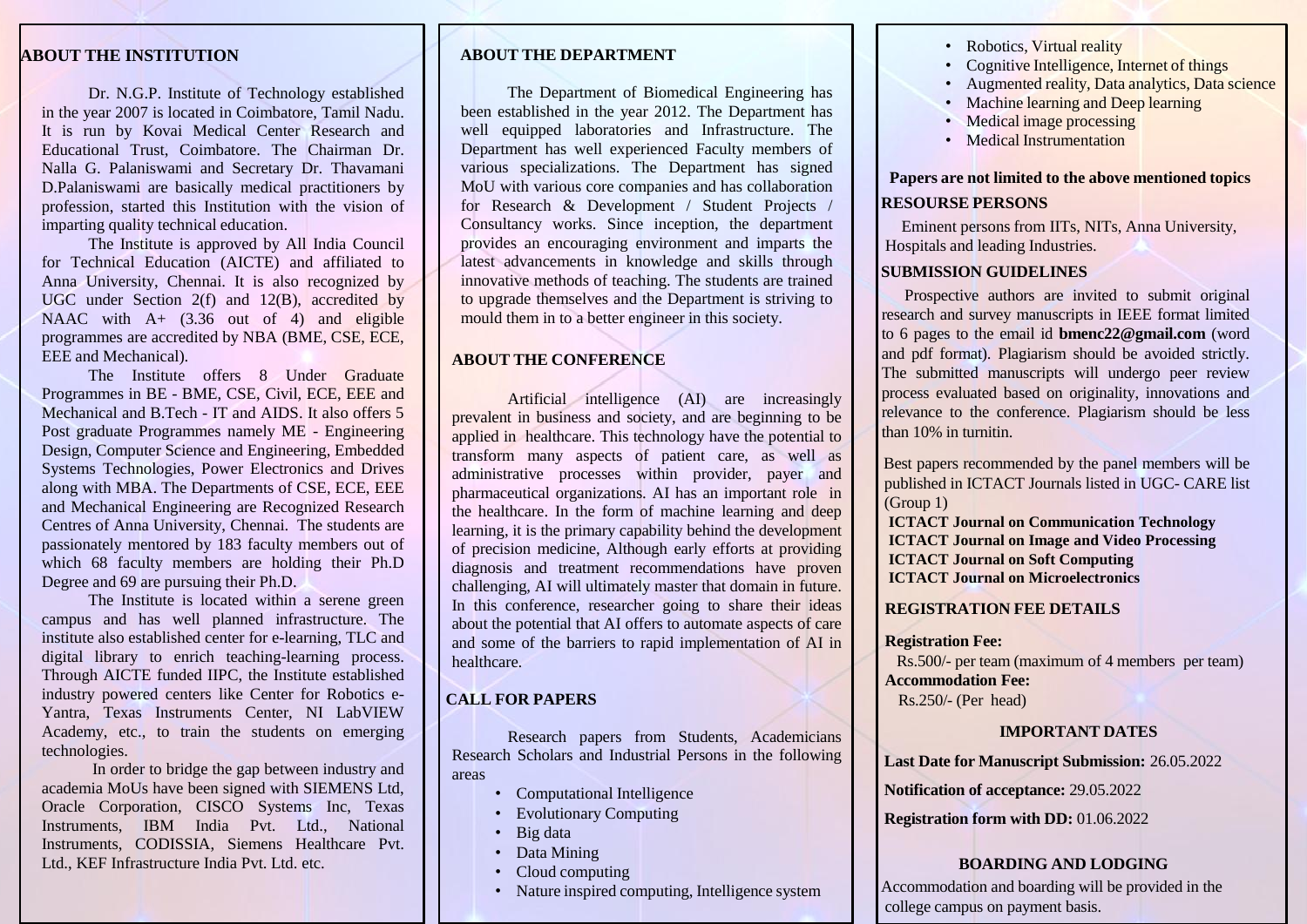## ABOUT THE INSTITUTION

Dr. N.G.P. Institute of Technology established in the year 2007 is located in Coimbatore, Tamil Nadu. It is run by Kovai Medical Center Research and Educational Trust, Coimbatore. The Chairman Dr. Nalla G. Palaniswami and Secretary Dr. Thavamani D.Palaniswami are basically medical practitioners by profession, started this Institution with the vision of imparting quality technical education.

The Institute is approved by All India Council for Technical Education (AICTE) and affiliated to Anna University, Chennai. It is also recognized by UGC under Section 2(f) and 12(B), accredited by NAAC with A+ (3.36 out of 4) and eligible programmes are accredited by NBA (BME, CSE, ECE, EEE and Mechanical).

The Institute offers 8 Under Graduate Programmes in BE - BME, CSE, Civil, ECE, EEE and Mechanical and B.Tech - IT and AIDS. It also offers 5 Post graduate Programmes namely ME - Engineering Design, Computer Science and Engineering, Embedded Systems Technologies, Power Electronics and Drives along with MBA. The Departments of CSE, ECE, EEE and Mechanical Engineering are Recognized Research Centres of Anna University, Chennai. The students are passionately mentored by 183 faculty members out of which 68 faculty members are holding their Ph.D Degree and 69 are pursuing their Ph.D.

The Institute is located within a serene green campus and has well planned infrastructure. The institute also established center for e-learning, TLC and digital library to enrich teaching-learning process. Through AICTE funded IIPC, the Institute established industry powered centers like Center for Robotics e-Yantra, Texas Instruments Center, NI LabVIEW Academy, etc., to train the students on emerging technologies.

In order to bridge the gap between industry and academia MoUs have been signed with SIEMENS Ltd, Oracle Corporation, CISCO Systems Inc, Texas Instruments, IBM India Pvt. Ltd., National Instruments, CODISSIA, Siemens Healthcare Pvt. Ltd., KEF Infrastructure India Pvt. Ltd. etc.

## ABOUT THE DEPARTMENT

The Department of Biomedical Engineering has been established in the year 2012. The Department has well equipped laboratories and Infrastructure. The Department has well experienced Faculty members of various specializations. The Department has signed MoU with various core companies and has collaboration for Research & Development / Student Projects / Consultancy works. Since inception, the department provides an encouraging environment and imparts the latest advancements in knowledge and skills through innovative methods of teaching. The students are trained to upgrade themselves and the Department is striving to mould them in to a better engineer in this society.

## ABOUT THE CONFERENCE

Artificial intelligence (AI) are increasingly prevalent in business and society, and are beginning to be applied in healthcare. This technology have the potential to transform many aspects of patient care, as well as administrative processes within provider, payer and pharmaceutical organizations. AI has an important role in the healthcare. In the form of machine learning and deep learning, it is the primary capability behind the development of precision medicine, Although early efforts at providing diagnosis and treatment recommendations have proven challenging, AI will ultimately master that domain in future. In this conference, researcher going to share their ideas about the potential that AI offers to automate aspects of care and some of the barriers to rapid implementation of AI in healthcare.

## CALL FOR PAPERS

Research papers from Students, Academicians Research Scholars and Industrial Persons in the following areas

- Computational Intelligence
- Evolutionary Computing
- Big data
- Data Mining
- Cloud computing
- Nature inspired computing, Intelligence system
- Robotics, Virtual reality
- Cognitive Intelligence, Internet of things
- Augmented reality, Data analytics, Data science
- Machine learning and Deep learning
- Medical image processing
- Medical Instrumentation

**Papers are not limited to the above mentioned topics**

## RESOURSE PERSONS

Eminent persons from IITs, NITs, Anna University, Hospitals and leading Industries.

## SUBMISSION GUIDELINES

Prospective authors are invited to submit original research and survey manuscripts in IEEE format limited to 6 pages to the email id **bmenc22@gmail.com** (word and pdf format). Plagiarism should be avoided strictly. The submitted manuscripts will undergo peer review process evaluated based on originality, innovations and relevance to the conference. Plagiarism should be less than 10% in turnitin.

Best papers recommended by the panel members will be published in ICTACT Journals listed in UGC- CARE list (Group 1)

**ICTACT Journal on Communication Technology**
**ICTACT Journal on Image and Video Processing**
**ICTACT Journal on Soft Computing**
**ICTACT Journal on Microelectronics**

## REGISTRATION FEE DETAILS

**Registration Fee:**
Rs.500/- per team (maximum of 4 members per team)
**Accommodation Fee:**
Rs.250/- (Per head)

## IMPORTANT DATES

**Last Date for Manuscript Submission:** 26.05.2022

**Notification of acceptance:** 29.05.2022

**Registration form with DD:** 01.06.2022

## BOARDING AND LODGING

Accommodation and boarding will be provided in the college campus on payment basis.